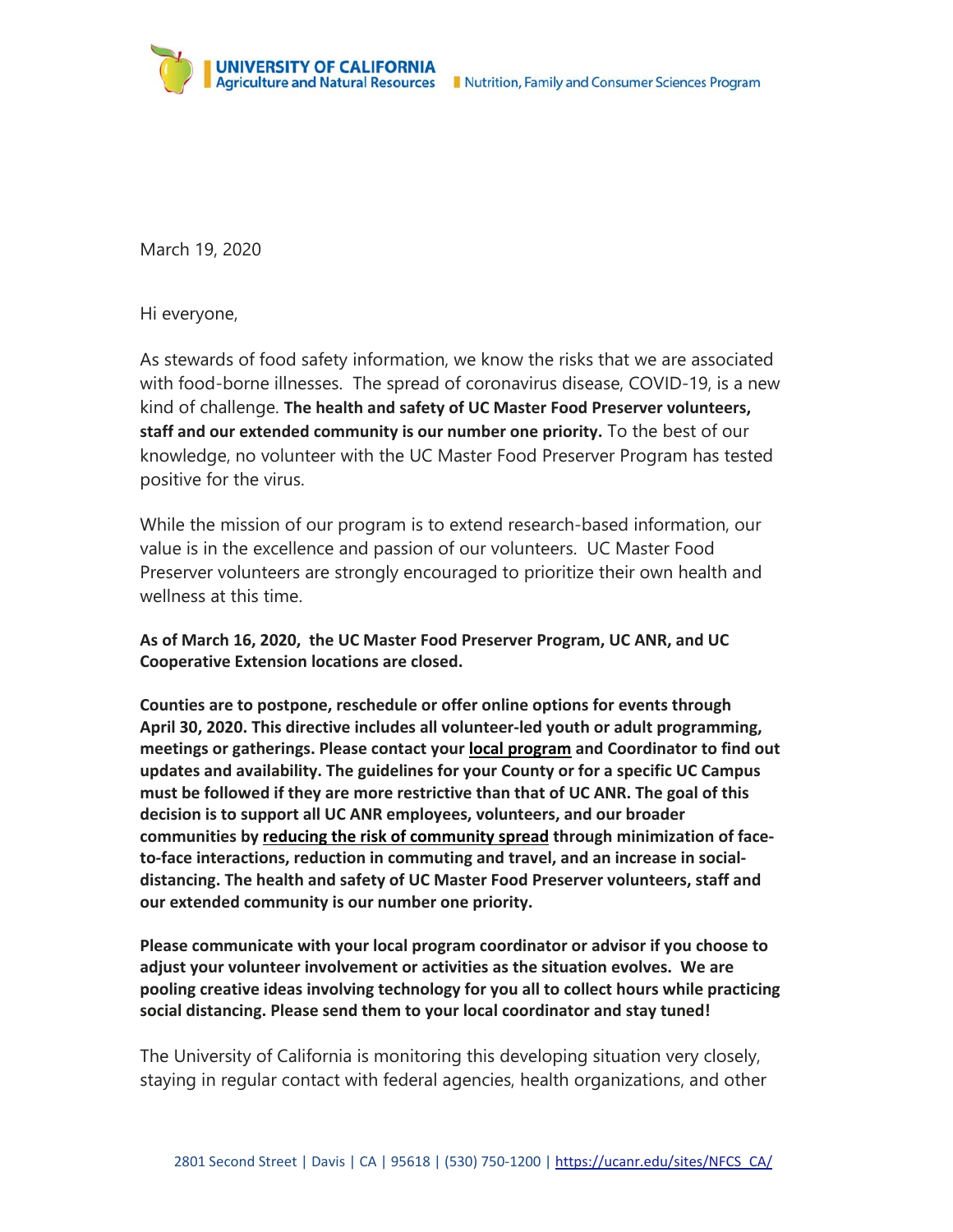UNIVERSITY OF CALIFORNIA
Agriculture and Natural Resources | Nutrition, Family and Consumer Sciences Program

March 19, 2020

Hi everyone,

As stewards of food safety information, we know the risks that we are associated with food-borne illnesses. The spread of coronavirus disease, COVID-19, is a new kind of challenge. **The health and safety of UC Master Food Preserver volunteers, staff and our extended community is our number one priority.** To the best of our knowledge, no volunteer with the UC Master Food Preserver Program has tested positive for the virus.

While the mission of our program is to extend research-based information, our value is in the excellence and passion of our volunteers. UC Master Food Preserver volunteers are strongly encouraged to prioritize their own health and wellness at this time.

**As of March 16, 2020, the UC Master Food Preserver Program, UC ANR, and UC Cooperative Extension locations are closed.**

**Counties are to postpone, reschedule or offer online options for events through April 30, 2020. This directive includes all volunteer-led youth or adult programming, meetings or gatherings. Please contact your <u>local program</u> and Coordinator to find out updates and availability. The guidelines for your County or for a specific UC Campus must be followed if they are more restrictive than that of UC ANR. The goal of this decision is to support all UC ANR employees, volunteers, and our broader communities by <u>reducing the risk of community spread</u> through minimization of face-to-face interactions, reduction in commuting and travel, and an increase in social-distancing. The health and safety of UC Master Food Preserver volunteers, staff and our extended community is our number one priority.**

**Please communicate with your local program coordinator or advisor if you choose to adjust your volunteer involvement or activities as the situation evolves. We are pooling creative ideas involving technology for you all to collect hours while practicing social distancing. Please send them to your local coordinator and stay tuned!**

The University of California is monitoring this developing situation very closely, staying in regular contact with federal agencies, health organizations, and other

2801 Second Street | Davis | CA | 95618 | (530) 750-1200 | https://ucanr.edu/sites/NFCS_CA/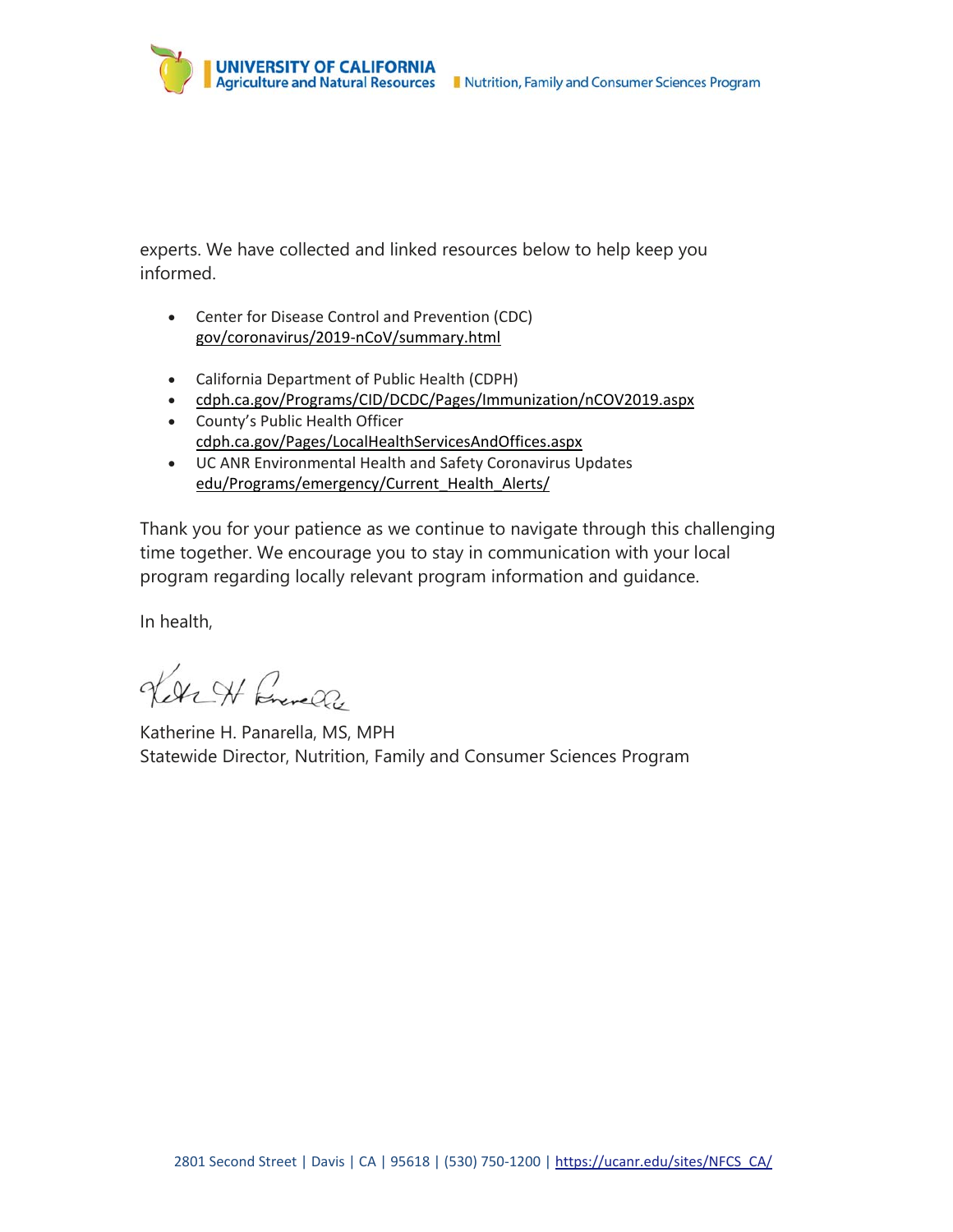experts. We have collected and linked resources below to help keep you informed.

- Center for Disease Control and Prevention (CDC)
  gov/coronavirus/2019-nCoV/summary.html
- California Department of Public Health (CDPH)
- cdph.ca.gov/Programs/CID/DCDC/Pages/Immunization/nCOV2019.aspx
- County's Public Health Officer
  cdph.ca.gov/Pages/LocalHealthServicesAndOffices.aspx
- UC ANR Environmental Health and Safety Coronavirus Updates
  edu/Programs/emergency/Current_Health_Alerts/

Thank you for your patience as we continue to navigate through this challenging time together. We encourage you to stay in communication with your local program regarding locally relevant program information and guidance.

In health,

Katherine H. Panarella, MS, MPH
Statewide Director, Nutrition, Family and Consumer Sciences Program